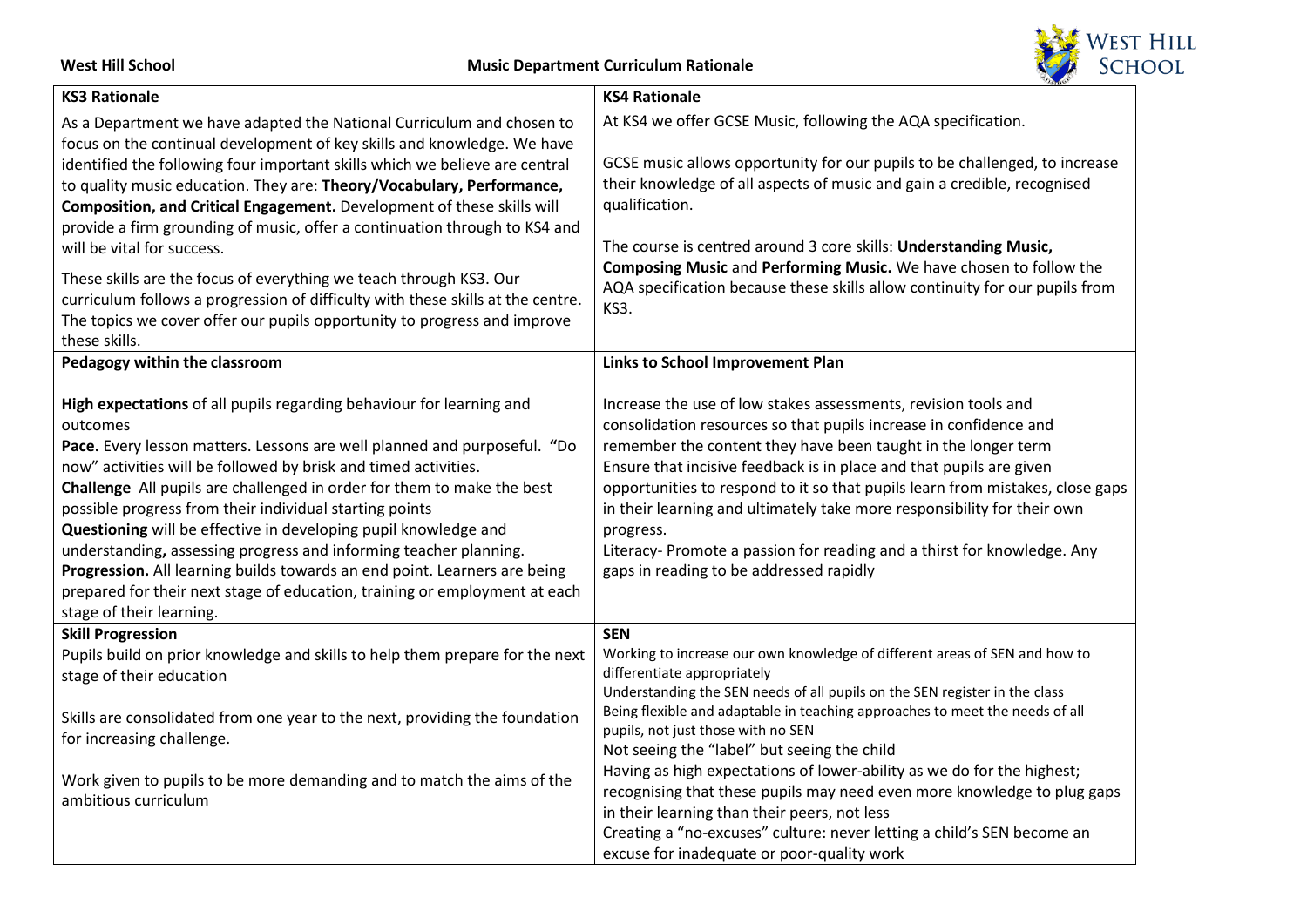**West Hill School** **Music Department Curriculum Rationale**

## KS3 Rationale

As a Department we have adapted the National Curriculum and chosen to focus on the continual development of key skills and knowledge. We have identified the following four important skills which we believe are central to quality music education. They are: **Theory/Vocabulary, Performance, Composition, and Critical Engagement.** Development of these skills will provide a firm grounding of music, offer a continuation through to KS4 and will be vital for success.

These skills are the focus of everything we teach through KS3. Our curriculum follows a progression of difficulty with these skills at the centre. The topics we cover offer our pupils opportunity to progress and improve these skills.

## KS4 Rationale

At KS4 we offer GCSE Music, following the AQA specification.

GCSE music allows opportunity for our pupils to be challenged, to increase their knowledge of all aspects of music and gain a credible, recognised qualification.

The course is centred around 3 core skills: **Understanding Music, Composing Music** and **Performing Music.** We have chosen to follow the AQA specification because these skills allow continuity for our pupils from KS3.

## Pedagogy within the classroom

**High expectations** of all pupils regarding behaviour for learning and outcomes
**Pace.** Every lesson matters. Lessons are well planned and purposeful. **"**Do now" activities will be followed by brisk and timed activities.
**Challenge** All pupils are challenged in order for them to make the best possible progress from their individual starting points
**Questioning** will be effective in developing pupil knowledge and understanding**,** assessing progress and informing teacher planning.
**Progression.** All learning builds towards an end point. Learners are being prepared for their next stage of education, training or employment at each stage of their learning.

## Links to School Improvement Plan

Increase the use of low stakes assessments, revision tools and consolidation resources so that pupils increase in confidence and remember the content they have been taught in the longer term
Ensure that incisive feedback is in place and that pupils are given opportunities to respond to it so that pupils learn from mistakes, close gaps in their learning and ultimately take more responsibility for their own progress.
Literacy- Promote a passion for reading and a thirst for knowledge. Any gaps in reading to be addressed rapidly

## Skill Progression

Pupils build on prior knowledge and skills to help them prepare for the next stage of their education

Skills are consolidated from one year to the next, providing the foundation for increasing challenge.

Work given to pupils to be more demanding and to match the aims of the ambitious curriculum

## SEN

Working to increase our own knowledge of different areas of SEN and how to differentiate appropriately
Understanding the SEN needs of all pupils on the SEN register in the class
Being flexible and adaptable in teaching approaches to meet the needs of all pupils, not just those with no SEN
Not seeing the "label" but seeing the child
Having as high expectations of lower-ability as we do for the highest; recognising that these pupils may need even more knowledge to plug gaps in their learning than their peers, not less
Creating a "no-excuses" culture: never letting a child's SEN become an excuse for inadequate or poor-quality work